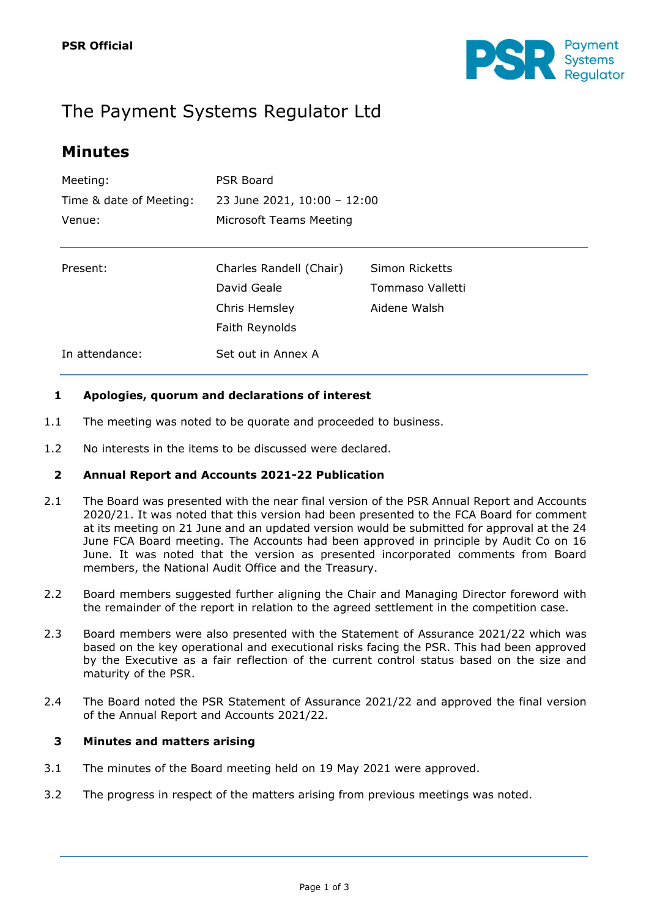**PSR Official**

# The Payment Systems Regulator Ltd

## Minutes

| | |
|---|---|
| Meeting: | PSR Board |
| Time & date of Meeting: | 23 June 2021, 10:00 – 12:00 |
| Venue: | Microsoft Teams Meeting |

| | | |
|---|---|---|
| Present: | Charles Randell (Chair) | Simon Ricketts |
| | David Geale | Tommaso Valletti |
| | Chris Hemsley | Aidene Walsh |
| | Faith Reynolds | |
| In attendance: | Set out in Annex A | |

### 1 Apologies, quorum and declarations of interest

1.1 The meeting was noted to be quorate and proceeded to business.

1.2 No interests in the items to be discussed were declared.

### 2 Annual Report and Accounts 2021-22 Publication

2.1 The Board was presented with the near final version of the PSR Annual Report and Accounts 2020/21. It was noted that this version had been presented to the FCA Board for comment at its meeting on 21 June and an updated version would be submitted for approval at the 24 June FCA Board meeting. The Accounts had been approved in principle by Audit Co on 16 June. It was noted that the version as presented incorporated comments from Board members, the National Audit Office and the Treasury.

2.2 Board members suggested further aligning the Chair and Managing Director foreword with the remainder of the report in relation to the agreed settlement in the competition case.

2.3 Board members were also presented with the Statement of Assurance 2021/22 which was based on the key operational and executional risks facing the PSR. This had been approved by the Executive as a fair reflection of the current control status based on the size and maturity of the PSR.

2.4 The Board noted the PSR Statement of Assurance 2021/22 and approved the final version of the Annual Report and Accounts 2021/22.

### 3 Minutes and matters arising

3.1 The minutes of the Board meeting held on 19 May 2021 were approved.

3.2 The progress in respect of the matters arising from previous meetings was noted.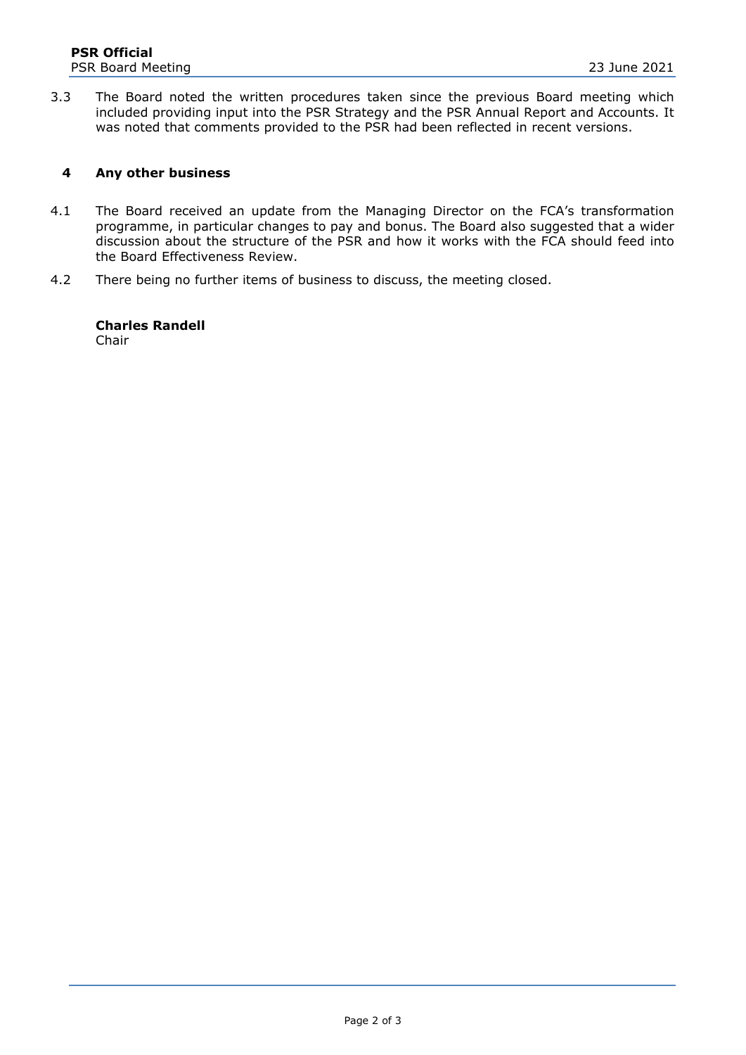3.3 The Board noted the written procedures taken since the previous Board meeting which included providing input into the PSR Strategy and the PSR Annual Report and Accounts. It was noted that comments provided to the PSR had been reflected in recent versions.

## 4 Any other business

4.1 The Board received an update from the Managing Director on the FCA's transformation programme, in particular changes to pay and bonus. The Board also suggested that a wider discussion about the structure of the PSR and how it works with the FCA should feed into the Board Effectiveness Review.

4.2 There being no further items of business to discuss, the meeting closed.

**Charles Randell**
Chair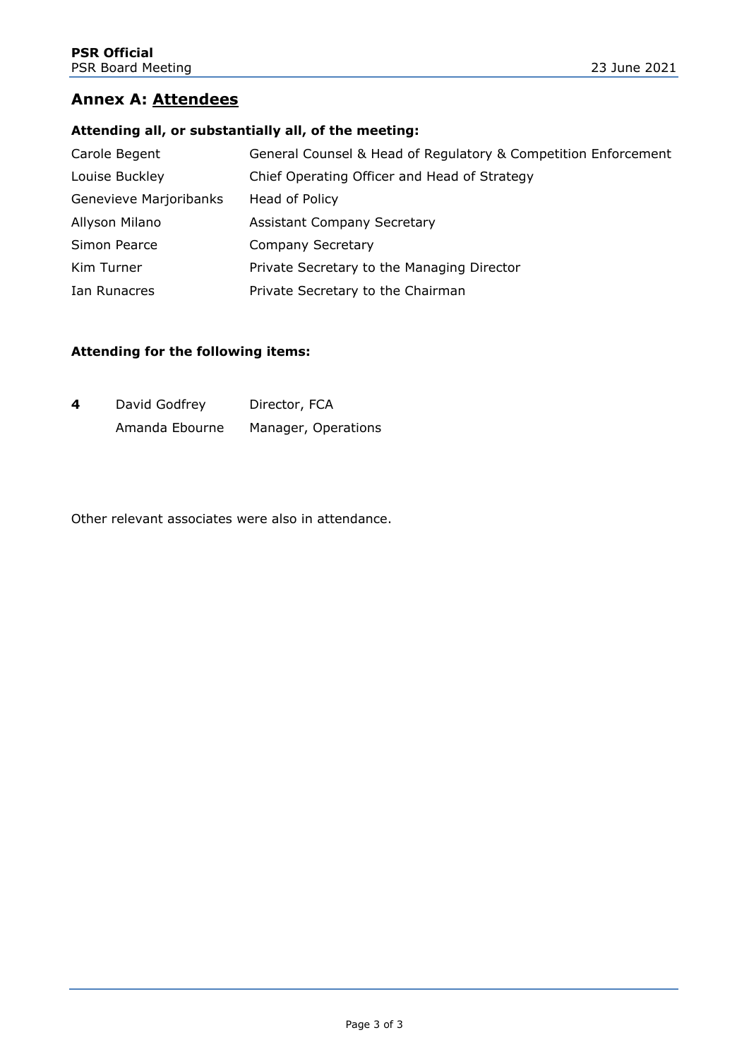## Annex A: Attendees

**Attending all, or substantially all, of the meeting:**

| | |
|---|---|
| Carole Begent | General Counsel & Head of Regulatory & Competition Enforcement |
| Louise Buckley | Chief Operating Officer and Head of Strategy |
| Genevieve Marjoribanks | Head of Policy |
| Allyson Milano | Assistant Company Secretary |
| Simon Pearce | Company Secretary |
| Kim Turner | Private Secretary to the Managing Director |
| Ian Runacres | Private Secretary to the Chairman |

**Attending for the following items:**

| | | |
|---|---|---|
| **4** | David Godfrey | Director, FCA |
| | Amanda Ebourne | Manager, Operations |

Other relevant associates were also in attendance.